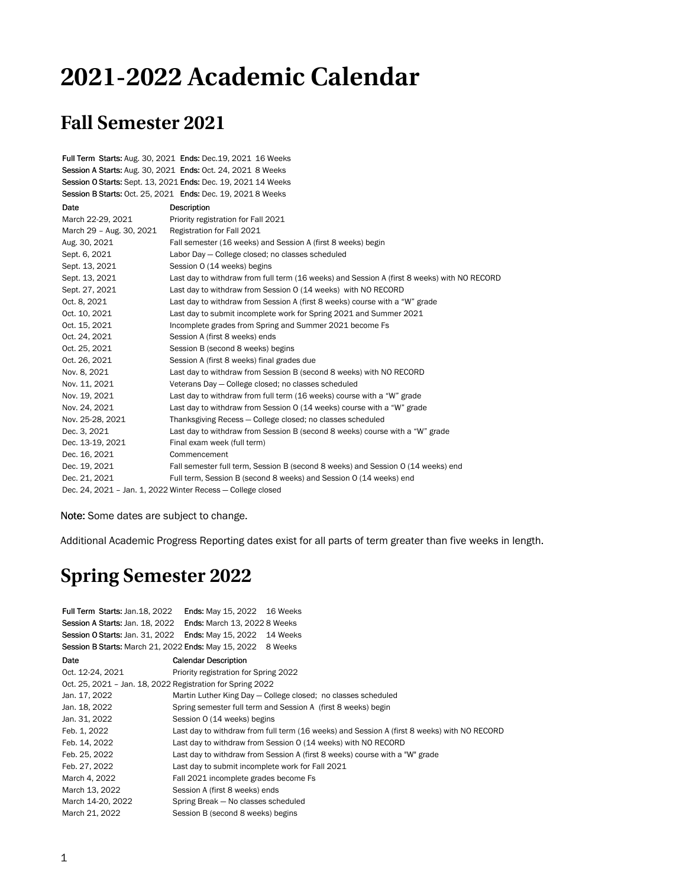# 2021-2022 Academic Calendar

## Fall Semester 2021

**Full Term Starts:** Aug. 30, 2021 **Ends:** Dec.19, 2021 16 Weeks
**Session A Starts:** Aug. 30, 2021 **Ends:** Oct. 24, 2021 8 Weeks
**Session O Starts:** Sept. 13, 2021 **Ends:** Dec. 19, 2021 14 Weeks
**Session B Starts:** Oct. 25, 2021 **Ends:** Dec. 19, 2021 8 Weeks

| Date | Description |
|---|---|
| March 22-29, 2021 | Priority registration for Fall 2021 |
| March 29 – Aug. 30, 2021 | Registration for Fall 2021 |
| Aug. 30, 2021 | Fall semester (16 weeks) and Session A (first 8 weeks) begin |
| Sept. 6, 2021 | Labor Day — College closed; no classes scheduled |
| Sept. 13, 2021 | Session O (14 weeks) begins |
| Sept. 13, 2021 | Last day to withdraw from full term (16 weeks) and Session A (first 8 weeks) with NO RECORD |
| Sept. 27, 2021 | Last day to withdraw from Session O (14 weeks) with NO RECORD |
| Oct. 8, 2021 | Last day to withdraw from Session A (first 8 weeks) course with a "W" grade |
| Oct. 10, 2021 | Last day to submit incomplete work for Spring 2021 and Summer 2021 |
| Oct. 15, 2021 | Incomplete grades from Spring and Summer 2021 become Fs |
| Oct. 24, 2021 | Session A (first 8 weeks) ends |
| Oct. 25, 2021 | Session B (second 8 weeks) begins |
| Oct. 26, 2021 | Session A (first 8 weeks) final grades due |
| Nov. 8, 2021 | Last day to withdraw from Session B (second 8 weeks) with NO RECORD |
| Nov. 11, 2021 | Veterans Day — College closed; no classes scheduled |
| Nov. 19, 2021 | Last day to withdraw from full term (16 weeks) course with a "W" grade |
| Nov. 24, 2021 | Last day to withdraw from Session O (14 weeks) course with a "W" grade |
| Nov. 25-28, 2021 | Thanksgiving Recess — College closed; no classes scheduled |
| Dec. 3, 2021 | Last day to withdraw from Session B (second 8 weeks) course with a "W" grade |
| Dec. 13-19, 2021 | Final exam week (full term) |
| Dec. 16, 2021 | Commencement |
| Dec. 19, 2021 | Fall semester full term, Session B (second 8 weeks) and Session O (14 weeks) end |
| Dec. 21, 2021 | Full term, Session B (second 8 weeks) and Session O (14 weeks) end |
| Dec. 24, 2021 – Jan. 1, 2022 | Winter Recess — College closed |

**Note:** Some dates are subject to change.

Additional Academic Progress Reporting dates exist for all parts of term greater than five weeks in length.

## Spring Semester 2022

**Full Term Starts:** Jan.18, 2022 **Ends:** May 15, 2022 16 Weeks
**Session A Starts:** Jan. 18, 2022 **Ends:** March 13, 2022 8 Weeks
**Session O Starts:** Jan. 31, 2022 **Ends:** May 15, 2022 14 Weeks
**Session B Starts:** March 21, 2022 **Ends:** May 15, 2022 8 Weeks

| Date | Calendar Description |
|---|---|
| Oct. 12-24, 2021 | Priority registration for Spring 2022 |
| Oct. 25, 2021 – Jan. 18, 2022 | Registration for Spring 2022 |
| Jan. 17, 2022 | Martin Luther King Day — College closed; no classes scheduled |
| Jan. 18, 2022 | Spring semester full term and Session A (first 8 weeks) begin |
| Jan. 31, 2022 | Session O (14 weeks) begins |
| Feb. 1, 2022 | Last day to withdraw from full term (16 weeks) and Session A (first 8 weeks) with NO RECORD |
| Feb. 14, 2022 | Last day to withdraw from Session O (14 weeks) with NO RECORD |
| Feb. 25, 2022 | Last day to withdraw from Session A (first 8 weeks) course with a "W" grade |
| Feb. 27, 2022 | Last day to submit incomplete work for Fall 2021 |
| March 4, 2022 | Fall 2021 incomplete grades become Fs |
| March 13, 2022 | Session A (first 8 weeks) ends |
| March 14-20, 2022 | Spring Break — No classes scheduled |
| March 21, 2022 | Session B (second 8 weeks) begins |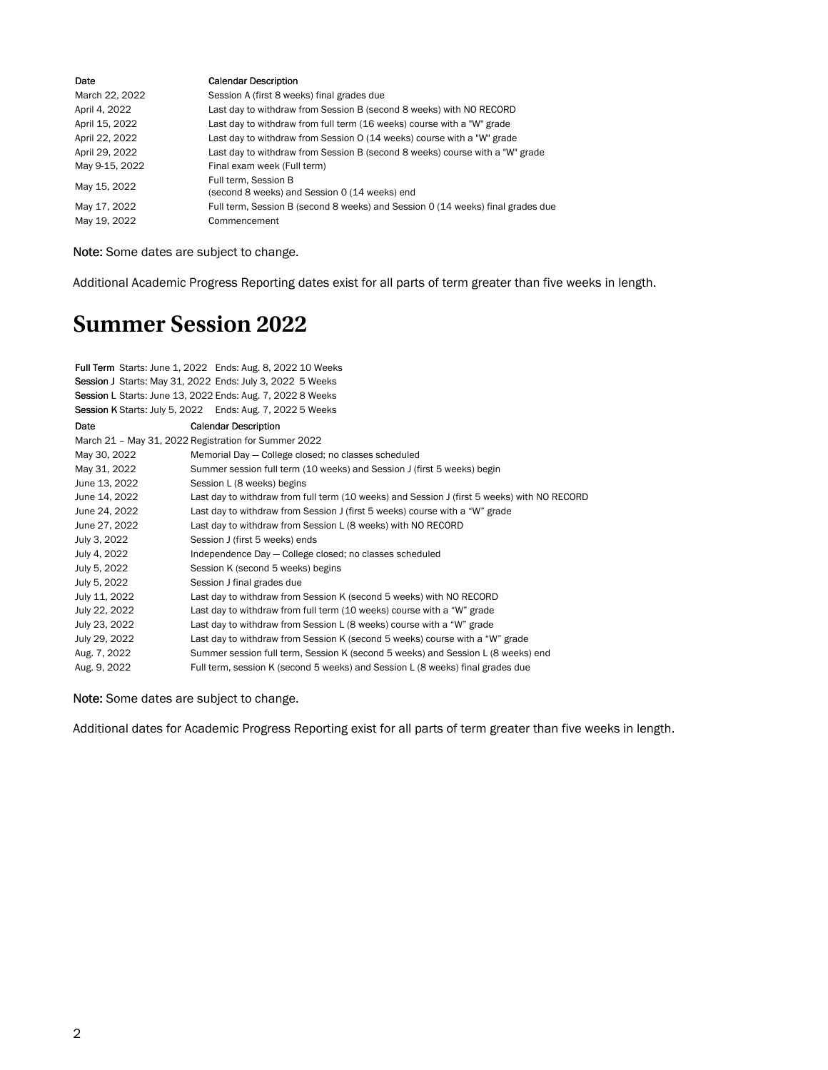| Date | Calendar Description |
| --- | --- |
| March 22, 2022 | Session A (first 8 weeks) final grades due |
| April 4, 2022 | Last day to withdraw from Session B (second 8 weeks) with NO RECORD |
| April 15, 2022 | Last day to withdraw from full term (16 weeks) course with a "W" grade |
| April 22, 2022 | Last day to withdraw from Session O (14 weeks) course with a "W" grade |
| April 29, 2022 | Last day to withdraw from Session B (second 8 weeks) course with a "W" grade |
| May 9-15, 2022 | Final exam week (Full term) |
| May 15, 2022 | Full term, Session B (second 8 weeks) and Session O (14 weeks) end |
| May 17, 2022 | Full term, Session B (second 8 weeks) and Session O (14 weeks) final grades due |
| May 19, 2022 | Commencement |

**Note:** Some dates are subject to change.

Additional Academic Progress Reporting dates exist for all parts of term greater than five weeks in length.

# Summer Session 2022

**Full Term** Starts: June 1, 2022 Ends: Aug. 8, 2022 10 Weeks
**Session J** Starts: May 31, 2022 Ends: July 3, 2022 5 Weeks
**Session L** Starts: June 13, 2022 Ends: Aug. 7, 2022 8 Weeks
**Session K** Starts: July 5, 2022 Ends: Aug. 7, 2022 5 Weeks

| Date | Calendar Description |
| --- | --- |
| March 21 – May 31, 2022 | Registration for Summer 2022 |
| May 30, 2022 | Memorial Day — College closed; no classes scheduled |
| May 31, 2022 | Summer session full term (10 weeks) and Session J (first 5 weeks) begin |
| June 13, 2022 | Session L (8 weeks) begins |
| June 14, 2022 | Last day to withdraw from full term (10 weeks) and Session J (first 5 weeks) with NO RECORD |
| June 24, 2022 | Last day to withdraw from Session J (first 5 weeks) course with a "W" grade |
| June 27, 2022 | Last day to withdraw from Session L (8 weeks) with NO RECORD |
| July 3, 2022 | Session J (first 5 weeks) ends |
| July 4, 2022 | Independence Day — College closed; no classes scheduled |
| July 5, 2022 | Session K (second 5 weeks) begins |
| July 5, 2022 | Session J final grades due |
| July 11, 2022 | Last day to withdraw from Session K (second 5 weeks) with NO RECORD |
| July 22, 2022 | Last day to withdraw from full term (10 weeks) course with a "W" grade |
| July 23, 2022 | Last day to withdraw from Session L (8 weeks) course with a "W" grade |
| July 29, 2022 | Last day to withdraw from Session K (second 5 weeks) course with a "W" grade |
| Aug. 7, 2022 | Summer session full term, Session K (second 5 weeks) and Session L (8 weeks) end |
| Aug. 9, 2022 | Full term, session K (second 5 weeks) and Session L (8 weeks) final grades due |

**Note:** Some dates are subject to change.

Additional dates for Academic Progress Reporting exist for all parts of term greater than five weeks in length.